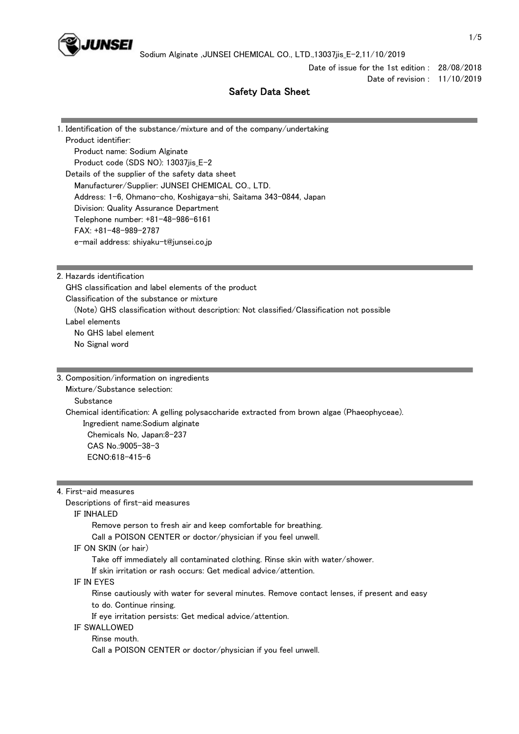Date of issue for the 1st edition : 28/08/2018

Date of revision : 11/10/2019

# Safety Data Sheet

## 1. Identification of the substance/mixture and of the company/undertaking

Product identifier:

Product name: Sodium Alginate

Product code (SDS NO): 13037jis_E-2

Details of the supplier of the safety data sheet

Manufacturer/Supplier: JUNSEI CHEMICAL CO., LTD.

Address: 1-6, Ohmano-cho, Koshigaya-shi, Saitama 343-0844, Japan

Division: Quality Assurance Department

Telephone number: +81-48-986-6161

FAX: +81-48-989-2787

e-mail address: shiyaku-t@junsei.co.jp

## 2. Hazards identification

GHS classification and label elements of the product

Classification of the substance or mixture

(Note) GHS classification without description: Not classified/Classification not possible

Label elements

No GHS label element

No Signal word

## 3. Composition/information on ingredients

Mixture/Substance selection:

Substance

Chemical identification: A gelling polysaccharide extracted from brown algae (Phaeophyceae).

Ingredient name:Sodium alginate

Chemicals No, Japan:8-237

CAS No.:9005-38-3

ECNO:618-415-6

## 4. First-aid measures

Descriptions of first-aid measures

IF INHALED

Remove person to fresh air and keep comfortable for breathing.

Call a POISON CENTER or doctor/physician if you feel unwell.

IF ON SKIN (or hair)

Take off immediately all contaminated clothing. Rinse skin with water/shower.

If skin irritation or rash occurs: Get medical advice/attention.

IF IN EYES

Rinse cautiously with water for several minutes. Remove contact lenses, if present and easy to do. Continue rinsing.

If eye irritation persists: Get medical advice/attention.

IF SWALLOWED

Rinse mouth.

Call a POISON CENTER or doctor/physician if you feel unwell.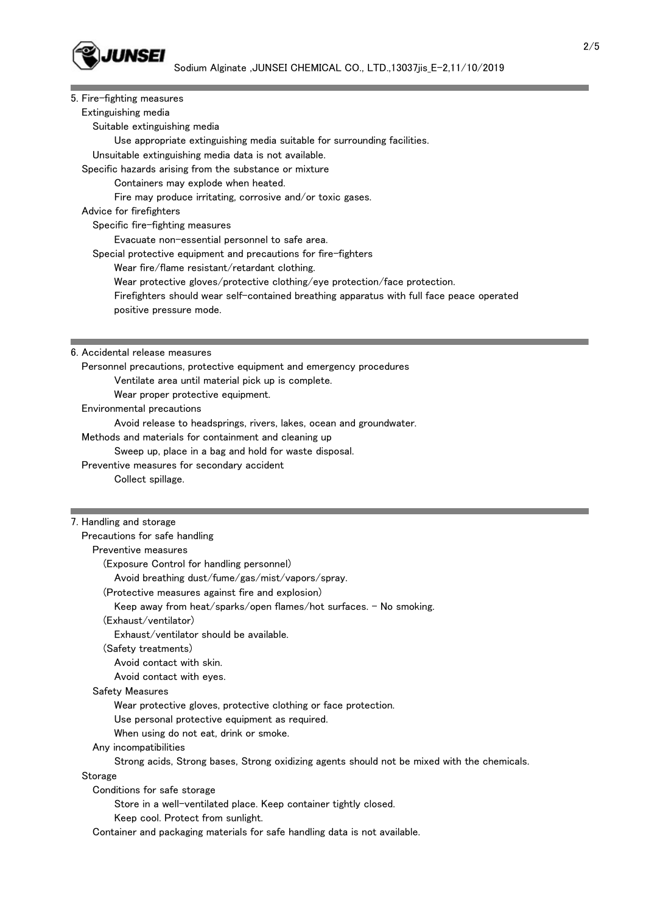## 5. Fire-fighting measures

### Extinguishing media

**Suitable extinguishing media**

Use appropriate extinguishing media suitable for surrounding facilities.

Unsuitable extinguishing media data is not available.

### Specific hazards arising from the substance or mixture

Containers may explode when heated.

Fire may produce irritating, corrosive and/or toxic gases.

### Advice for firefighters

**Specific fire-fighting measures**

Evacuate non-essential personnel to safe area.

**Special protective equipment and precautions for fire-fighters**

Wear fire/flame resistant/retardant clothing.

Wear protective gloves/protective clothing/eye protection/face protection.

Firefighters should wear self-contained breathing apparatus with full face peace operated positive pressure mode.

## 6. Accidental release measures

### Personnel precautions, protective equipment and emergency procedures

Ventilate area until material pick up is complete.

Wear proper protective equipment.

### Environmental precautions

Avoid release to headsprings, rivers, lakes, ocean and groundwater.

### Methods and materials for containment and cleaning up

Sweep up, place in a bag and hold for waste disposal.

### Preventive measures for secondary accident

Collect spillage.

## 7. Handling and storage

### Precautions for safe handling

**Preventive measures**

(Exposure Control for handling personnel)

Avoid breathing dust/fume/gas/mist/vapors/spray.

(Protective measures against fire and explosion)

Keep away from heat/sparks/open flames/hot surfaces. - No smoking.

(Exhaust/ventilator)

Exhaust/ventilator should be available.

(Safety treatments)

Avoid contact with skin.

Avoid contact with eyes.

**Safety Measures**

Wear protective gloves, protective clothing or face protection.

Use personal protective equipment as required.

When using do not eat, drink or smoke.

**Any incompatibilities**

Strong acids, Strong bases, Strong oxidizing agents should not be mixed with the chemicals.

### Storage

**Conditions for safe storage**

Store in a well-ventilated place. Keep container tightly closed.

Keep cool. Protect from sunlight.

Container and packaging materials for safe handling data is not available.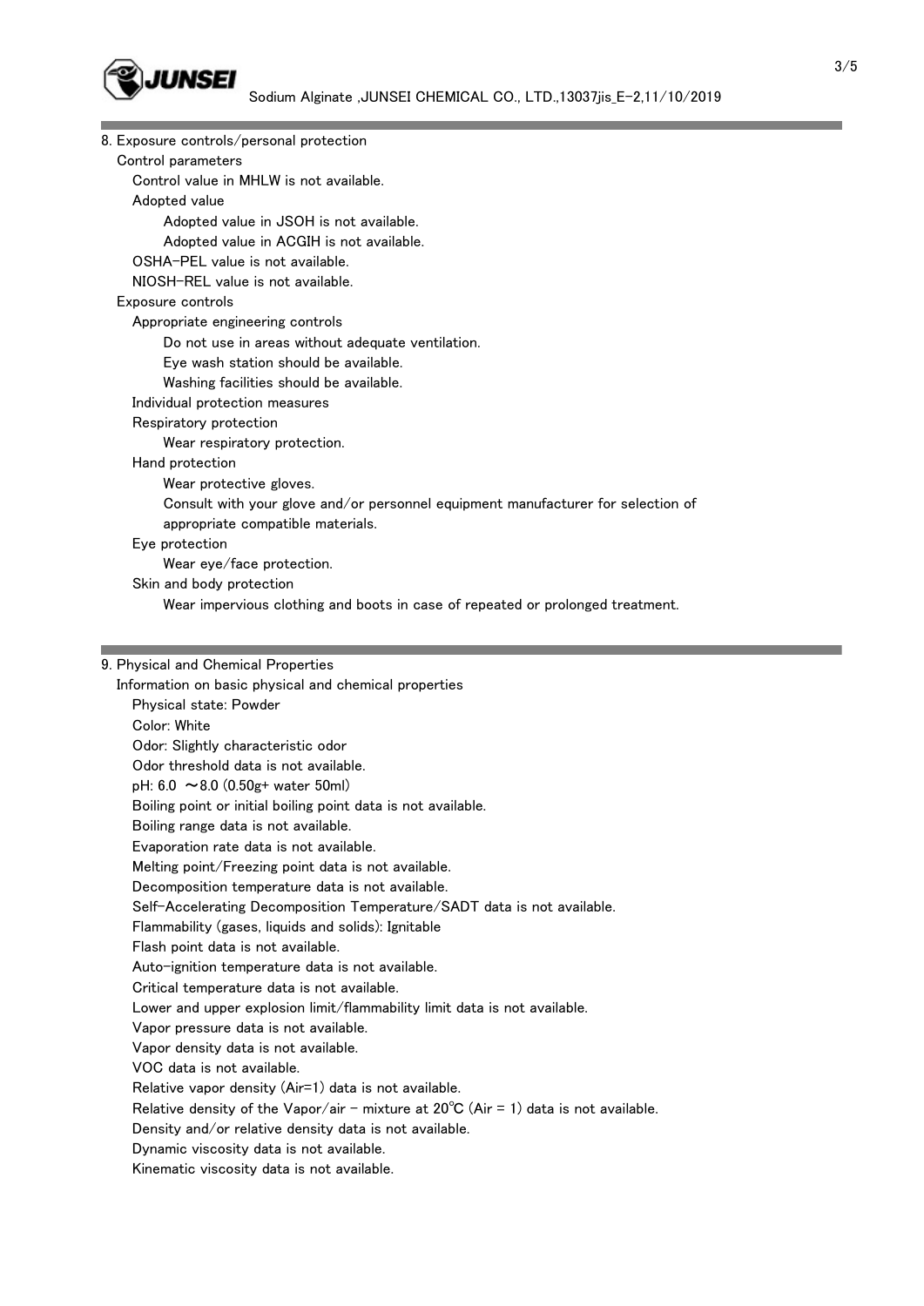## 8. Exposure controls/personal protection

Control parameters

Control value in MHLW is not available.

Adopted value

Adopted value in JSOH is not available.

Adopted value in ACGIH is not available.

OSHA-PEL value is not available.

NIOSH-REL value is not available.

Exposure controls

Appropriate engineering controls

Do not use in areas without adequate ventilation.

Eye wash station should be available.

Washing facilities should be available.

Individual protection measures

Respiratory protection

Wear respiratory protection.

Hand protection

Wear protective gloves.

Consult with your glove and/or personnel equipment manufacturer for selection of appropriate compatible materials.

Eye protection

Wear eye/face protection.

Skin and body protection

Wear impervious clothing and boots in case of repeated or prolonged treatment.

## 9. Physical and Chemical Properties

Information on basic physical and chemical properties

Physical state: Powder

Color: White

Odor: Slightly characteristic odor

Odor threshold data is not available.

pH: 6.0 ～8.0 (0.50g+ water 50ml)

Boiling point or initial boiling point data is not available.

Boiling range data is not available.

Evaporation rate data is not available.

Melting point/Freezing point data is not available.

Decomposition temperature data is not available.

Self-Accelerating Decomposition Temperature/SADT data is not available.

Flammability (gases, liquids and solids): Ignitable

Flash point data is not available.

Auto-ignition temperature data is not available.

Critical temperature data is not available.

Lower and upper explosion limit/flammability limit data is not available.

Vapor pressure data is not available.

Vapor density data is not available.

VOC data is not available.

Relative vapor density (Air=1) data is not available.

Relative density of the Vapor/air - mixture at 20℃ (Air = 1) data is not available.

Density and/or relative density data is not available.

Dynamic viscosity data is not available.

Kinematic viscosity data is not available.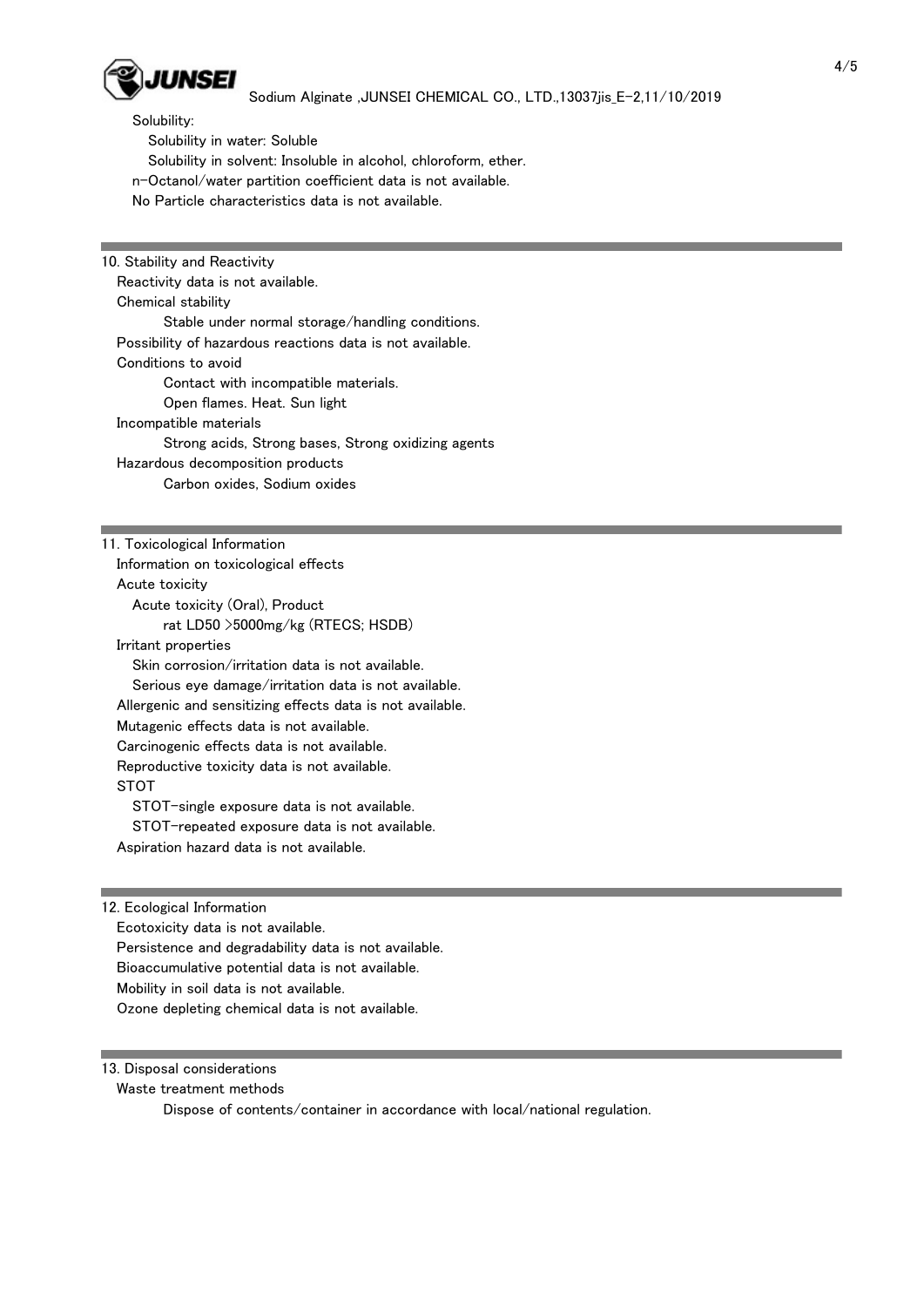Solubility:

Solubility in water: Soluble

Solubility in solvent: Insoluble in alcohol, chloroform, ether.

n-Octanol/water partition coefficient data is not available.

No Particle characteristics data is not available.

## 10. Stability and Reactivity

Reactivity data is not available.

Chemical stability

Stable under normal storage/handling conditions.

Possibility of hazardous reactions data is not available.

Conditions to avoid

Contact with incompatible materials.

Open flames. Heat. Sun light

Incompatible materials

Strong acids, Strong bases, Strong oxidizing agents

Hazardous decomposition products

Carbon oxides, Sodium oxides

## 11. Toxicological Information

Information on toxicological effects

Acute toxicity

Acute toxicity (Oral), Product

rat LD50 >5000mg/kg (RTECS; HSDB)

Irritant properties

Skin corrosion/irritation data is not available.

Serious eye damage/irritation data is not available.

Allergenic and sensitizing effects data is not available.

Mutagenic effects data is not available.

Carcinogenic effects data is not available.

Reproductive toxicity data is not available.

STOT

STOT-single exposure data is not available.

STOT-repeated exposure data is not available.

Aspiration hazard data is not available.

## 12. Ecological Information

Ecotoxicity data is not available.

Persistence and degradability data is not available.

Bioaccumulative potential data is not available.

Mobility in soil data is not available.

Ozone depleting chemical data is not available.

## 13. Disposal considerations

Waste treatment methods

Dispose of contents/container in accordance with local/national regulation.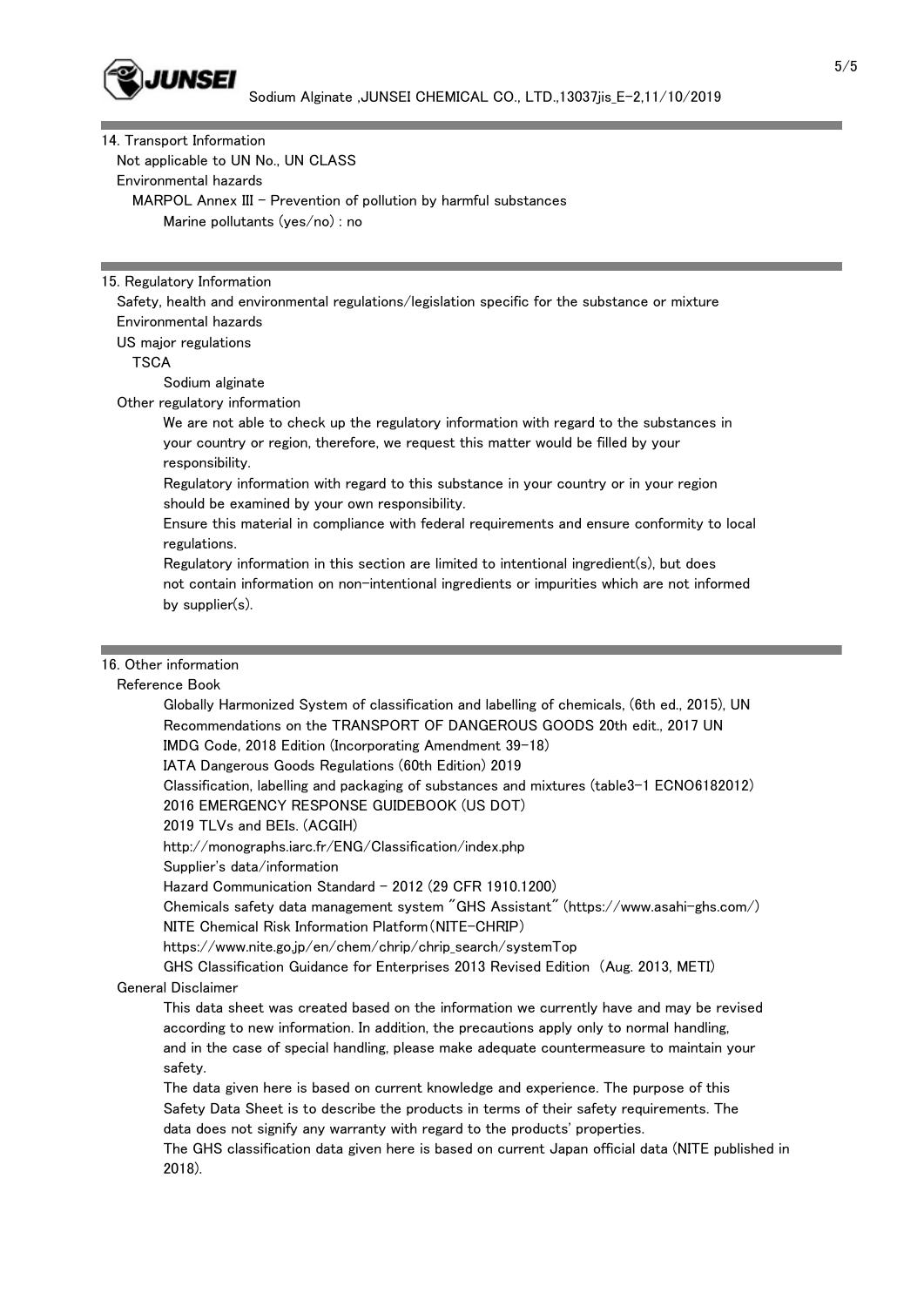## 14. Transport Information

Not applicable to UN No., UN CLASS

Environmental hazards

MARPOL Annex III - Prevention of pollution by harmful substances

Marine pollutants (yes/no) : no

## 15. Regulatory Information

Safety, health and environmental regulations/legislation specific for the substance or mixture

Environmental hazards

US major regulations

TSCA

Sodium alginate

Other regulatory information

We are not able to check up the regulatory information with regard to the substances in your country or region, therefore, we request this matter would be filled by your responsibility.

Regulatory information with regard to this substance in your country or in your region should be examined by your own responsibility.

Ensure this material in compliance with federal requirements and ensure conformity to local regulations.

Regulatory information in this section are limited to intentional ingredient(s), but does not contain information on non-intentional ingredients or impurities which are not informed by supplier(s).

## 16. Other information

Reference Book

Globally Harmonized System of classification and labelling of chemicals, (6th ed., 2015), UN
Recommendations on the TRANSPORT OF DANGEROUS GOODS 20th edit., 2017 UN
IMDG Code, 2018 Edition (Incorporating Amendment 39-18)
IATA Dangerous Goods Regulations (60th Edition) 2019
Classification, labelling and packaging of substances and mixtures (table3-1 ECNO6182012)
2016 EMERGENCY RESPONSE GUIDEBOOK (US DOT)
2019 TLVs and BEIs. (ACGIH)
http://monographs.iarc.fr/ENG/Classification/index.php
Supplier's data/information
Hazard Communication Standard - 2012 (29 CFR 1910.1200)
Chemicals safety data management system "GHS Assistant" (https://www.asahi-ghs.com/)
NITE Chemical Risk Information Platform(NITE-CHRIP)
https://www.nite.go.jp/en/chem/chrip/chrip_search/systemTop
GHS Classification Guidance for Enterprises 2013 Revised Edition (Aug. 2013, METI)

General Disclaimer

This data sheet was created based on the information we currently have and may be revised according to new information. In addition, the precautions apply only to normal handling, and in the case of special handling, please make adequate countermeasure to maintain your safety.

The data given here is based on current knowledge and experience. The purpose of this Safety Data Sheet is to describe the products in terms of their safety requirements. The data does not signify any warranty with regard to the products' properties.

The GHS classification data given here is based on current Japan official data (NITE published in 2018).